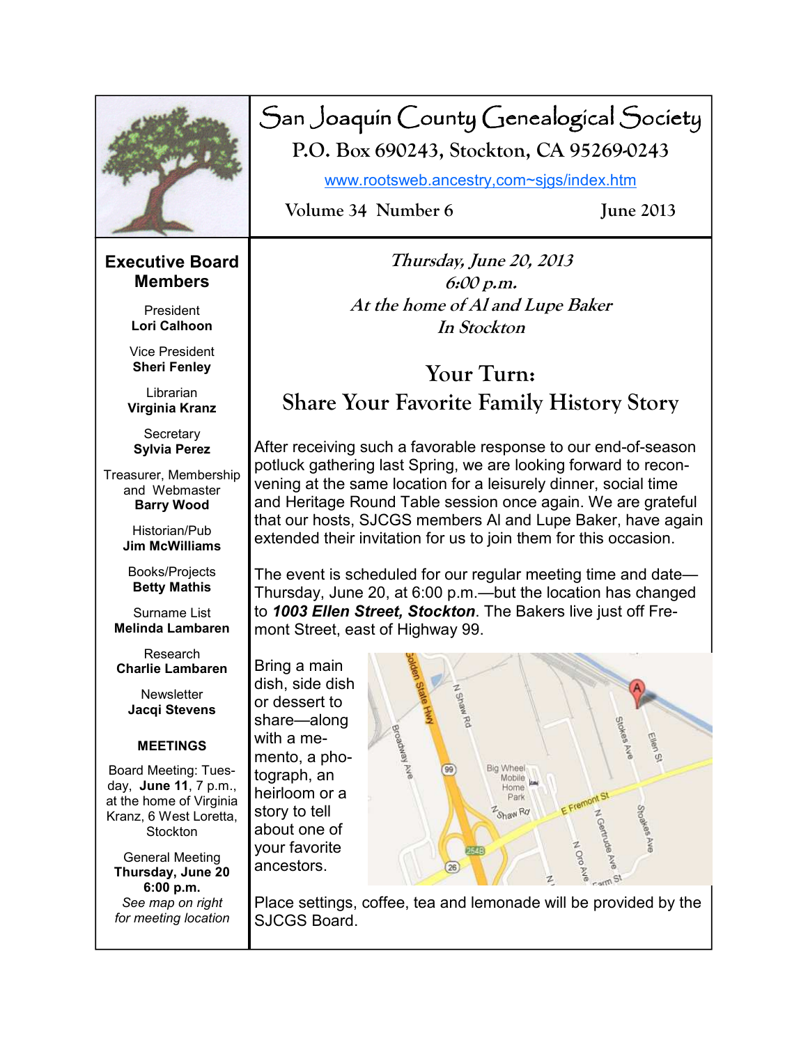# San Joaquin County Genealogical Society

**P.O. Box 690243, Stockton, CA 95269-0243**

www.rootsweb.ancestry,com~sjgs/index.htm

Volume 34 Number 6 June 2013

## Executive Board Members

President
**Lori Calhoun**

Vice President
**Sheri Fenley**

Librarian
**Virginia Kranz**

Secretary
**Sylvia Perez**

Treasurer, Membership and Webmaster
**Barry Wood**

Historian/Pub
**Jim McWilliams**

Books/Projects
**Betty Mathis**

Surname List
**Melinda Lambaren**

Research
**Charlie Lambaren**

Newsletter
**Jacqi Stevens**

### MEETINGS

Board Meeting: Tuesday, **June 11**, 7 p.m., at the home of Virginia Kranz, 6 West Loretta, Stockton

General Meeting
**Thursday, June 20**
**6:00 p.m.**
*See map on right for meeting location*

---

*Thursday, June 20, 2013*
*6:00 p.m.*
*At the home of Al and Lupe Baker*
*In Stockton*

## Your Turn: Share Your Favorite Family History Story

After receiving such a favorable response to our end-of-season potluck gathering last Spring, we are looking forward to reconvening at the same location for a leisurely dinner, social time and Heritage Round Table session once again. We are grateful that our hosts, SJCGS members Al and Lupe Baker, have again extended their invitation for us to join them for this occasion.

The event is scheduled for our regular meeting time and date—Thursday, June 20, at 6:00 p.m.—but the location has changed to ***1003 Ellen Street, Stockton***. The Bakers live just off Fremont Street, east of Highway 99.

Bring a main dish, side dish or dessert to share—along with a memento, a photograph, an heirloom or a story to tell about one of your favorite ancestors.

Place settings, coffee, tea and lemonade will be provided by the SJCGS Board.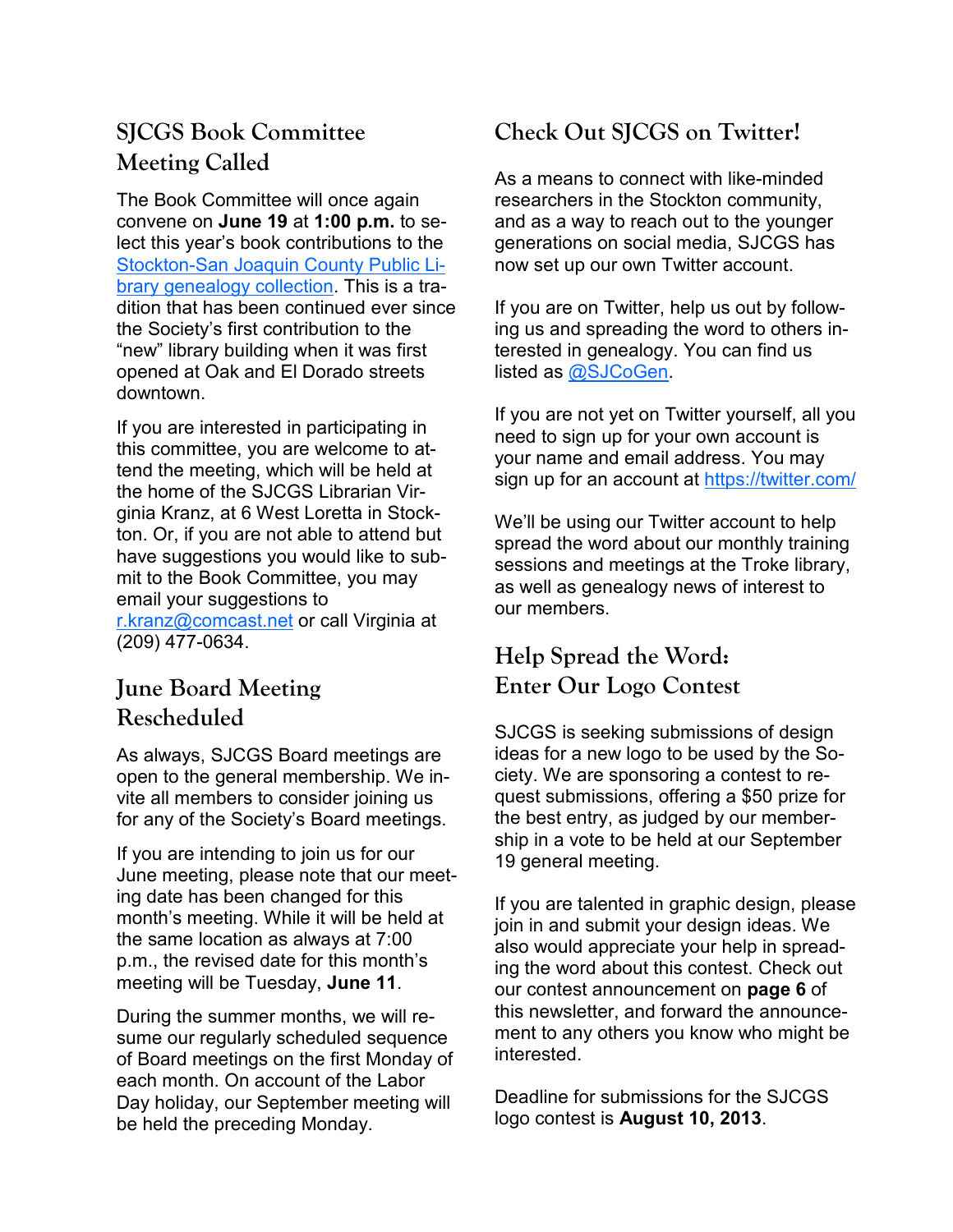## SJCGS Book Committee Meeting Called

The Book Committee will once again convene on **June 19** at **1:00 p.m.** to select this year's book contributions to the Stockton-San Joaquin County Public Library genealogy collection. This is a tradition that has been continued ever since the Society's first contribution to the "new" library building when it was first opened at Oak and El Dorado streets downtown.

If you are interested in participating in this committee, you are welcome to attend the meeting, which will be held at the home of the SJCGS Librarian Virginia Kranz, at 6 West Loretta in Stockton. Or, if you are not able to attend but have suggestions you would like to submit to the Book Committee, you may email your suggestions to r.kranz@comcast.net or call Virginia at (209) 477-0634.

## June Board Meeting Rescheduled

As always, SJCGS Board meetings are open to the general membership. We invite all members to consider joining us for any of the Society's Board meetings.

If you are intending to join us for our June meeting, please note that our meeting date has been changed for this month's meeting. While it will be held at the same location as always at 7:00 p.m., the revised date for this month's meeting will be Tuesday, **June 11**.

During the summer months, we will resume our regularly scheduled sequence of Board meetings on the first Monday of each month. On account of the Labor Day holiday, our September meeting will be held the preceding Monday.

## Check Out SJCGS on Twitter!

As a means to connect with like-minded researchers in the Stockton community, and as a way to reach out to the younger generations on social media, SJCGS has now set up our own Twitter account.

If you are on Twitter, help us out by following us and spreading the word to others interested in genealogy. You can find us listed as @SJCoGen.

If you are not yet on Twitter yourself, all you need to sign up for your own account is your name and email address. You may sign up for an account at https://twitter.com/

We'll be using our Twitter account to help spread the word about our monthly training sessions and meetings at the Troke library, as well as genealogy news of interest to our members.

## Help Spread the Word: Enter Our Logo Contest

SJCGS is seeking submissions of design ideas for a new logo to be used by the Society. We are sponsoring a contest to request submissions, offering a $50 prize for the best entry, as judged by our membership in a vote to be held at our September 19 general meeting.

If you are talented in graphic design, please join in and submit your design ideas. We also would appreciate your help in spreading the word about this contest. Check out our contest announcement on **page 6** of this newsletter, and forward the announcement to any others you know who might be interested.

Deadline for submissions for the SJCGS logo contest is **August 10, 2013**.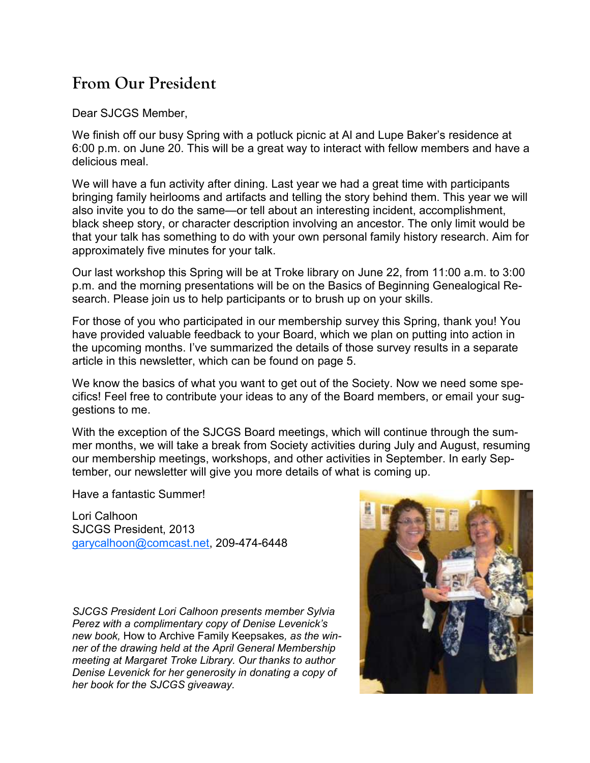## From Our President

Dear SJCGS Member,

We finish off our busy Spring with a potluck picnic at Al and Lupe Baker's residence at 6:00 p.m. on June 20. This will be a great way to interact with fellow members and have a delicious meal.

We will have a fun activity after dining. Last year we had a great time with participants bringing family heirlooms and artifacts and telling the story behind them. This year we will also invite you to do the same—or tell about an interesting incident, accomplishment, black sheep story, or character description involving an ancestor. The only limit would be that your talk has something to do with your own personal family history research. Aim for approximately five minutes for your talk.

Our last workshop this Spring will be at Troke library on June 22, from 11:00 a.m. to 3:00 p.m. and the morning presentations will be on the Basics of Beginning Genealogical Research. Please join us to help participants or to brush up on your skills.

For those of you who participated in our membership survey this Spring, thank you! You have provided valuable feedback to your Board, which we plan on putting into action in the upcoming months. I've summarized the details of those survey results in a separate article in this newsletter, which can be found on page 5.

We know the basics of what you want to get out of the Society. Now we need some specifics! Feel free to contribute your ideas to any of the Board members, or email your suggestions to me.

With the exception of the SJCGS Board meetings, which will continue through the summer months, we will take a break from Society activities during July and August, resuming our membership meetings, workshops, and other activities in September. In early September, our newsletter will give you more details of what is coming up.

Have a fantastic Summer!

Lori Calhoon
SJCGS President, 2013
garycalhoon@comcast.net, 209-474-6448

*SJCGS President Lori Calhoon presents member Sylvia Perez with a complimentary copy of Denise Levenick's new book,* How to Archive Family Keepsakes*, as the winner of the drawing held at the April General Membership meeting at Margaret Troke Library. Our thanks to author Denise Levenick for her generosity in donating a copy of her book for the SJCGS giveaway.*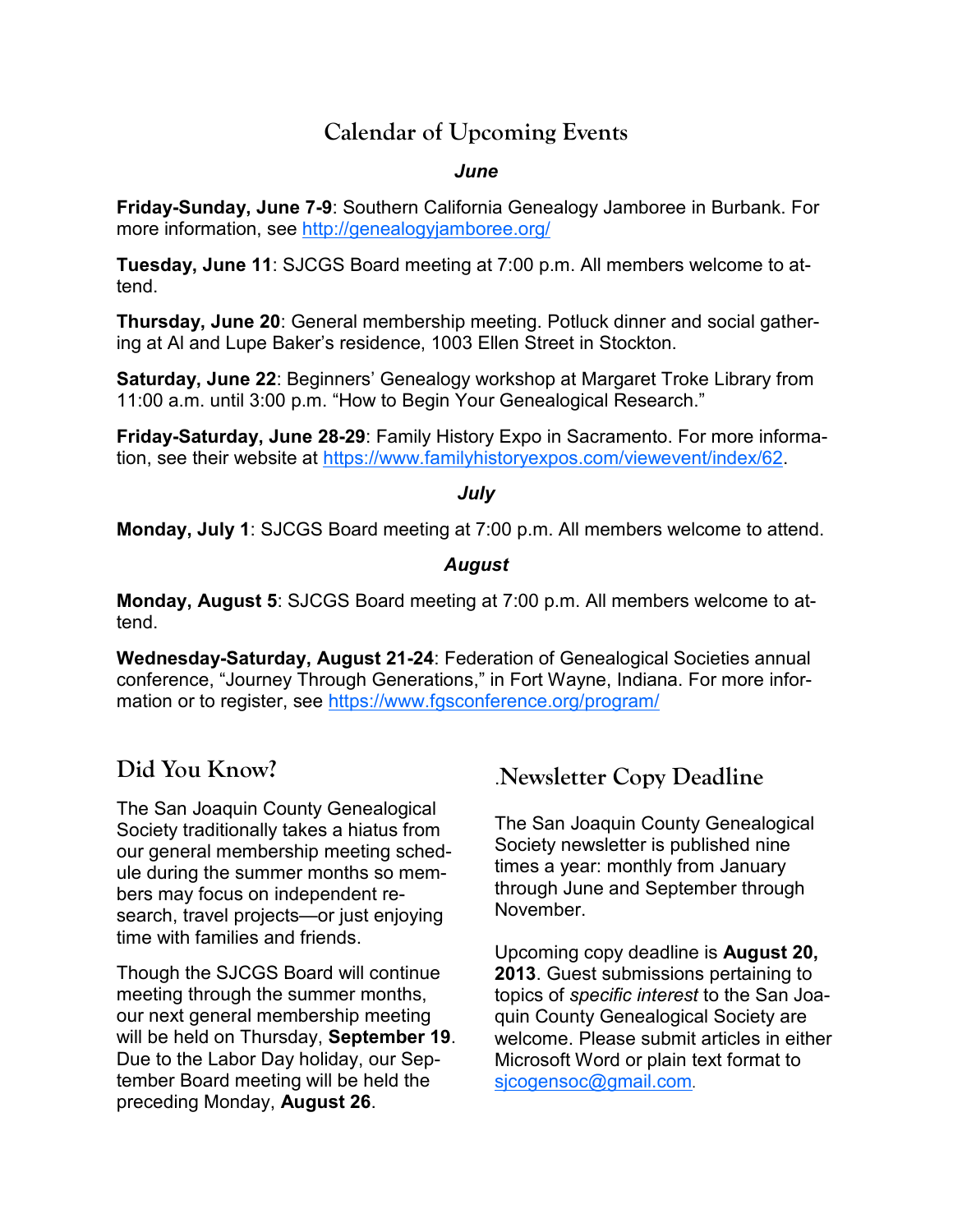# Calendar of Upcoming Events

***June***

**Friday-Sunday, June 7-9**: Southern California Genealogy Jamboree in Burbank. For more information, see http://genealogyjamboree.org/

**Tuesday, June 11**: SJCGS Board meeting at 7:00 p.m. All members welcome to attend.

**Thursday, June 20**: General membership meeting. Potluck dinner and social gathering at Al and Lupe Baker's residence, 1003 Ellen Street in Stockton.

**Saturday, June 22**: Beginners' Genealogy workshop at Margaret Troke Library from 11:00 a.m. until 3:00 p.m. "How to Begin Your Genealogical Research."

**Friday-Saturday, June 28-29**: Family History Expo in Sacramento. For more information, see their website at https://www.familyhistoryexpos.com/viewevent/index/62.

***July***

**Monday, July 1**: SJCGS Board meeting at 7:00 p.m. All members welcome to attend.

***August***

**Monday, August 5**: SJCGS Board meeting at 7:00 p.m. All members welcome to attend.

**Wednesday-Saturday, August 21-24**: Federation of Genealogical Societies annual conference, "Journey Through Generations," in Fort Wayne, Indiana. For more information or to register, see https://www.fgsconference.org/program/

## Did You Know?

The San Joaquin County Genealogical Society traditionally takes a hiatus from our general membership meeting schedule during the summer months so members may focus on independent research, travel projects—or just enjoying time with families and friends.

Though the SJCGS Board will continue meeting through the summer months, our next general membership meeting will be held on Thursday, **September 19**. Due to the Labor Day holiday, our September Board meeting will be held the preceding Monday, **August 26**.

## .Newsletter Copy Deadline

The San Joaquin County Genealogical Society newsletter is published nine times a year: monthly from January through June and September through November.

Upcoming copy deadline is **August 20, 2013**. Guest submissions pertaining to topics of *specific interest* to the San Joaquin County Genealogical Society are welcome. Please submit articles in either Microsoft Word or plain text format to sjcogensoc@gmail.com.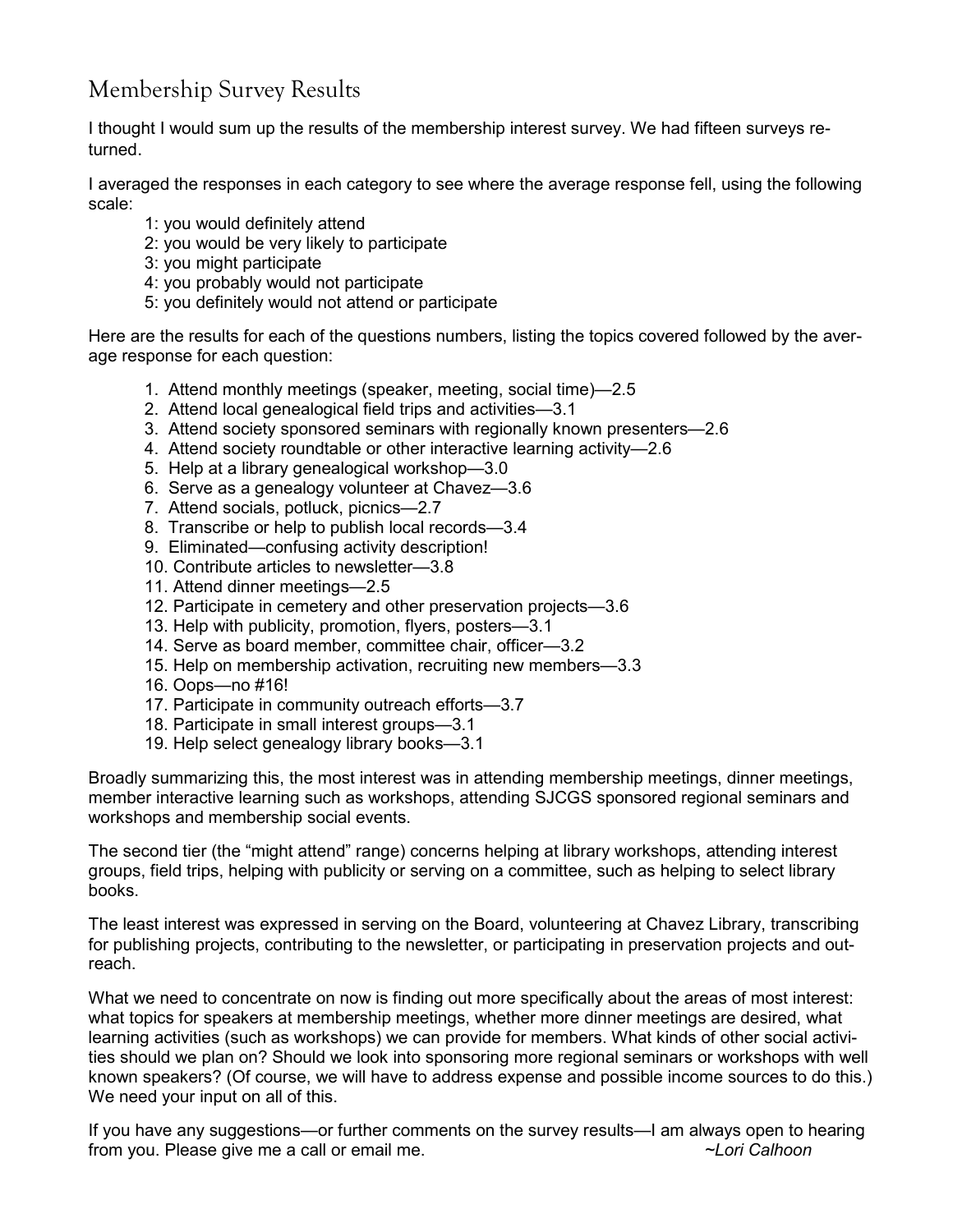## Membership Survey Results

I thought I would sum up the results of the membership interest survey. We had fifteen surveys returned.

I averaged the responses in each category to see where the average response fell, using the following scale:

1: you would definitely attend  
2: you would be very likely to participate  
3: you might participate  
4: you probably would not participate  
5: you definitely would not attend or participate

Here are the results for each of the questions numbers, listing the topics covered followed by the average response for each question:

1. Attend monthly meetings (speaker, meeting, social time)—2.5
2. Attend local genealogical field trips and activities—3.1
3. Attend society sponsored seminars with regionally known presenters—2.6
4. Attend society roundtable or other interactive learning activity—2.6
5. Help at a library genealogical workshop—3.0
6. Serve as a genealogy volunteer at Chavez—3.6
7. Attend socials, potluck, picnics—2.7
8. Transcribe or help to publish local records—3.4
9. Eliminated—confusing activity description!
10. Contribute articles to newsletter—3.8
11. Attend dinner meetings—2.5
12. Participate in cemetery and other preservation projects—3.6
13. Help with publicity, promotion, flyers, posters—3.1
14. Serve as board member, committee chair, officer—3.2
15. Help on membership activation, recruiting new members—3.3
16. Oops—no #16!
17. Participate in community outreach efforts—3.7
18. Participate in small interest groups—3.1
19. Help select genealogy library books—3.1

Broadly summarizing this, the most interest was in attending membership meetings, dinner meetings, member interactive learning such as workshops, attending SJCGS sponsored regional seminars and workshops and membership social events.

The second tier (the "might attend" range) concerns helping at library workshops, attending interest groups, field trips, helping with publicity or serving on a committee, such as helping to select library books.

The least interest was expressed in serving on the Board, volunteering at Chavez Library, transcribing for publishing projects, contributing to the newsletter, or participating in preservation projects and outreach.

What we need to concentrate on now is finding out more specifically about the areas of most interest: what topics for speakers at membership meetings, whether more dinner meetings are desired, what learning activities (such as workshops) we can provide for members. What kinds of other social activities should we plan on? Should we look into sponsoring more regional seminars or workshops with well known speakers? (Of course, we will have to address expense and possible income sources to do this.) We need your input on all of this.

If you have any suggestions—or further comments on the survey results—I am always open to hearing from you. Please give me a call or email me. *~Lori Calhoon*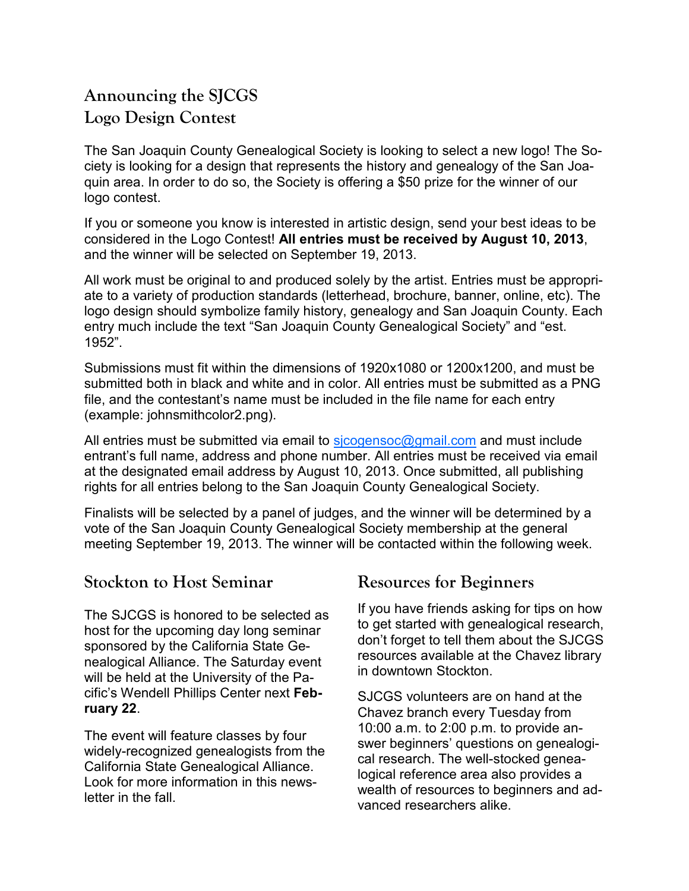## Announcing the SJCGS Logo Design Contest

The San Joaquin County Genealogical Society is looking to select a new logo! The Society is looking for a design that represents the history and genealogy of the San Joaquin area. In order to do so, the Society is offering a $50 prize for the winner of our logo contest.

If you or someone you know is interested in artistic design, send your best ideas to be considered in the Logo Contest! **All entries must be received by August 10, 2013**, and the winner will be selected on September 19, 2013.

All work must be original to and produced solely by the artist. Entries must be appropriate to a variety of production standards (letterhead, brochure, banner, online, etc). The logo design should symbolize family history, genealogy and San Joaquin County. Each entry much include the text "San Joaquin County Genealogical Society" and "est. 1952".

Submissions must fit within the dimensions of 1920x1080 or 1200x1200, and must be submitted both in black and white and in color. All entries must be submitted as a PNG file, and the contestant's name must be included in the file name for each entry (example: johnsmithcolor2.png).

All entries must be submitted via email to sjcogensoc@gmail.com and must include entrant's full name, address and phone number. All entries must be received via email at the designated email address by August 10, 2013. Once submitted, all publishing rights for all entries belong to the San Joaquin County Genealogical Society.

Finalists will be selected by a panel of judges, and the winner will be determined by a vote of the San Joaquin County Genealogical Society membership at the general meeting September 19, 2013. The winner will be contacted within the following week.

## Stockton to Host Seminar

The SJCGS is honored to be selected as host for the upcoming day long seminar sponsored by the California State Genealogical Alliance. The Saturday event will be held at the University of the Pacific's Wendell Phillips Center next **February 22**.

The event will feature classes by four widely-recognized genealogists from the California State Genealogical Alliance. Look for more information in this newsletter in the fall.

## Resources for Beginners

If you have friends asking for tips on how to get started with genealogical research, don't forget to tell them about the SJCGS resources available at the Chavez library in downtown Stockton.

SJCGS volunteers are on hand at the Chavez branch every Tuesday from 10:00 a.m. to 2:00 p.m. to provide answer beginners' questions on genealogical research. The well-stocked genealogical reference area also provides a wealth of resources to beginners and advanced researchers alike.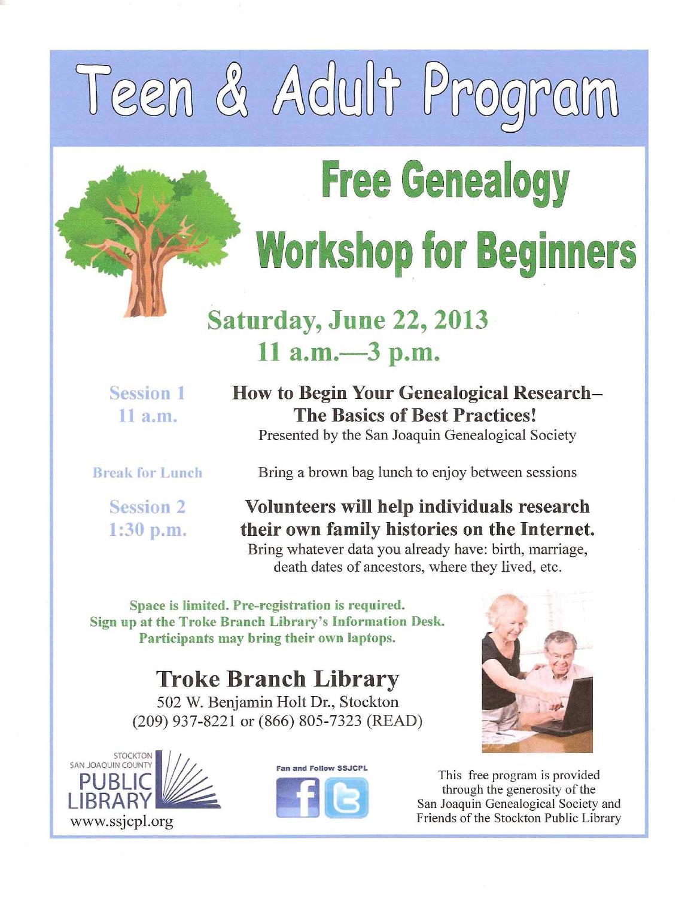# Teen & Adult Program

## Free Genealogy Workshop for Beginners

### Saturday, June 22, 2013
### 11 a.m.—3 p.m.

**Session 1**
**11 a.m.**

**How to Begin Your Genealogical Research– The Basics of Best Practices!**
Presented by the San Joaquin Genealogical Society

**Break for Lunch**

Bring a brown bag lunch to enjoy between sessions

**Session 2**
**1:30 p.m.**

**Volunteers will help individuals research their own family histories on the Internet.**
Bring whatever data you already have: birth, marriage, death dates of ancestors, where they lived, etc.

**Space is limited. Pre-registration is required.**
**Sign up at the Troke Branch Library's Information Desk.**
**Participants may bring their own laptops.**

## Troke Branch Library

502 W. Benjamin Holt Dr., Stockton
(209) 937-8221 or (866) 805-7323 (READ)

STOCKTON SAN JOAQUIN COUNTY PUBLIC LIBRARY
www.ssjcpl.org

Fan and Follow SSJCPL

This free program is provided through the generosity of the San Joaquin Genealogical Society and Friends of the Stockton Public Library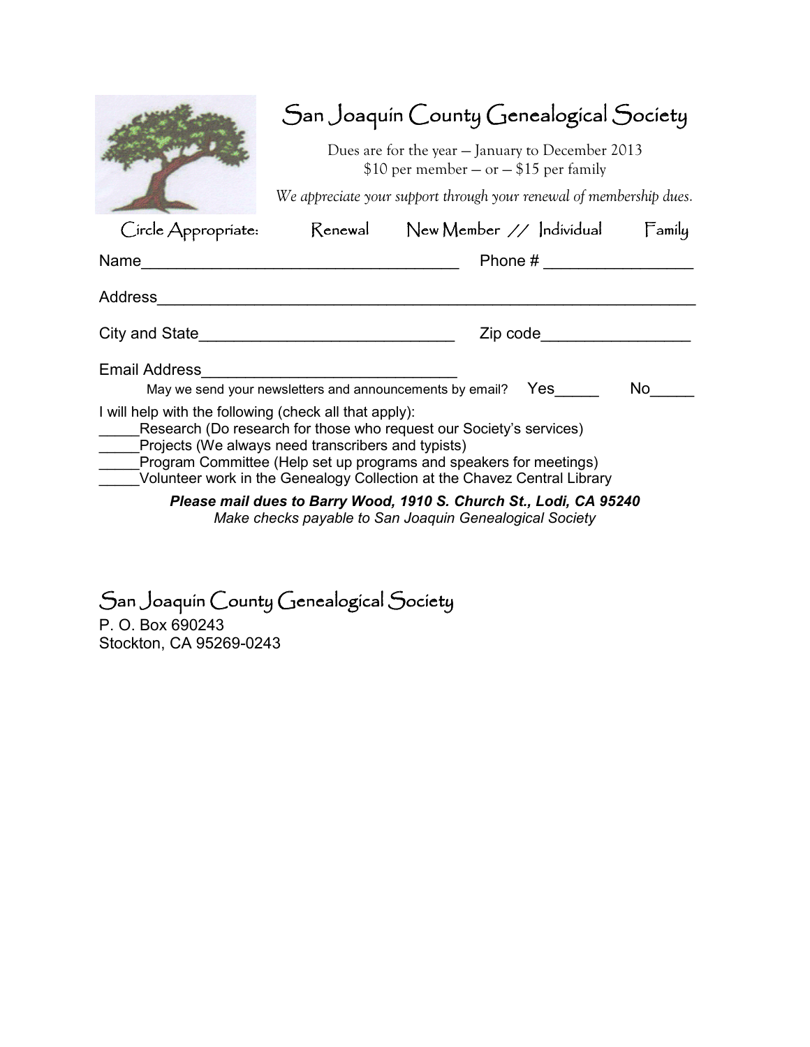# San Joaquin County Genealogical Society

Dues are for the year – January to December 2013
$10 per member – or – $15 per family

*We appreciate your support through your renewal of membership dues.*

Circle Appropriate: Renewal New Member // Individual Family

Name___________________________________ Phone # ________________

Address____________________________________________________________

City and State_____________________________ Zip code________________

Email Address_____________________________

May we send your newsletters and announcements by email? Yes_____ No_____

I will help with the following (check all that apply):

_____Research (Do research for those who request our Society's services)
_____Projects (We always need transcribers and typists)
_____Program Committee (Help set up programs and speakers for meetings)
_____Volunteer work in the Genealogy Collection at the Chavez Central Library

***Please mail dues to Barry Wood, 1910 S. Church St., Lodi, CA 95240***

*Make checks payable to San Joaquin Genealogical Society*

San Joaquin County Genealogical Society
P. O. Box 690243
Stockton, CA 95269-0243